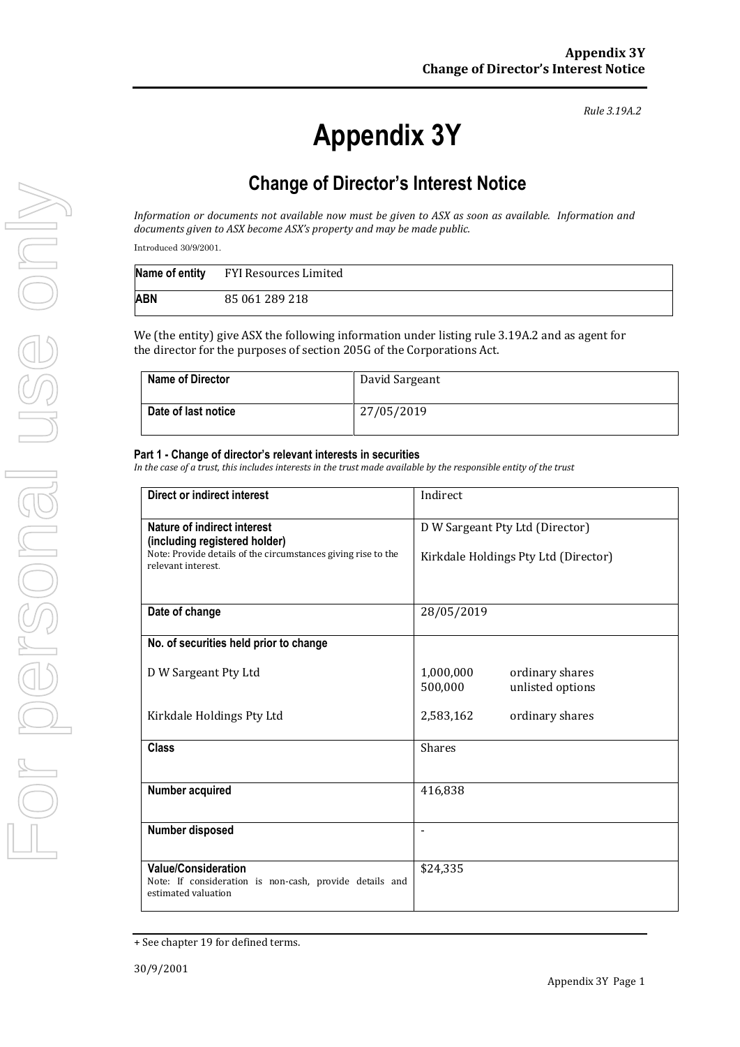*Rule 3.19A.2*

# Appendix 3Y

## Change of Director's Interest Notice

*Information or documents not available now must be given to ASX as soon as available. Information and documents given to ASX become ASX's property and may be made public.*

Introduced 30/9/2001.

| **Name of entity** | FYI Resources Limited |
|---|---|
| **ABN** | 85 061 289 218 |

We (the entity) give ASX the following information under listing rule 3.19A.2 and as agent for the director for the purposes of section 205G of the Corporations Act.

| **Name of Director** | David Sargeant |
|---|---|
| **Date of last notice** | 27/05/2019 |

**Part 1 - Change of director's relevant interests in securities**

*In the case of a trust, this includes interests in the trust made available by the responsible entity of the trust*

| **Direct or indirect interest** | Indirect |
|---|---|
| **Nature of indirect interest (including registered holder)**<br>Note: Provide details of the circumstances giving rise to the relevant interest. | D W Sargeant Pty Ltd (Director)<br><br>Kirkdale Holdings Pty Ltd (Director) |
| **Date of change** | 28/05/2019 |
| **No. of securities held prior to change**<br><br>D W Sargeant Pty Ltd<br><br>Kirkdale Holdings Pty Ltd | <br><br>1,000,000 ordinary shares<br>500,000 unlisted options<br><br>2,583,162 ordinary shares |
| **Class** | Shares |
| **Number acquired** | 416,838 |
| **Number disposed** | - |
| **Value/Consideration**<br>Note: If consideration is non-cash, provide details and estimated valuation | $24,335 |

+ See chapter 19 for defined terms.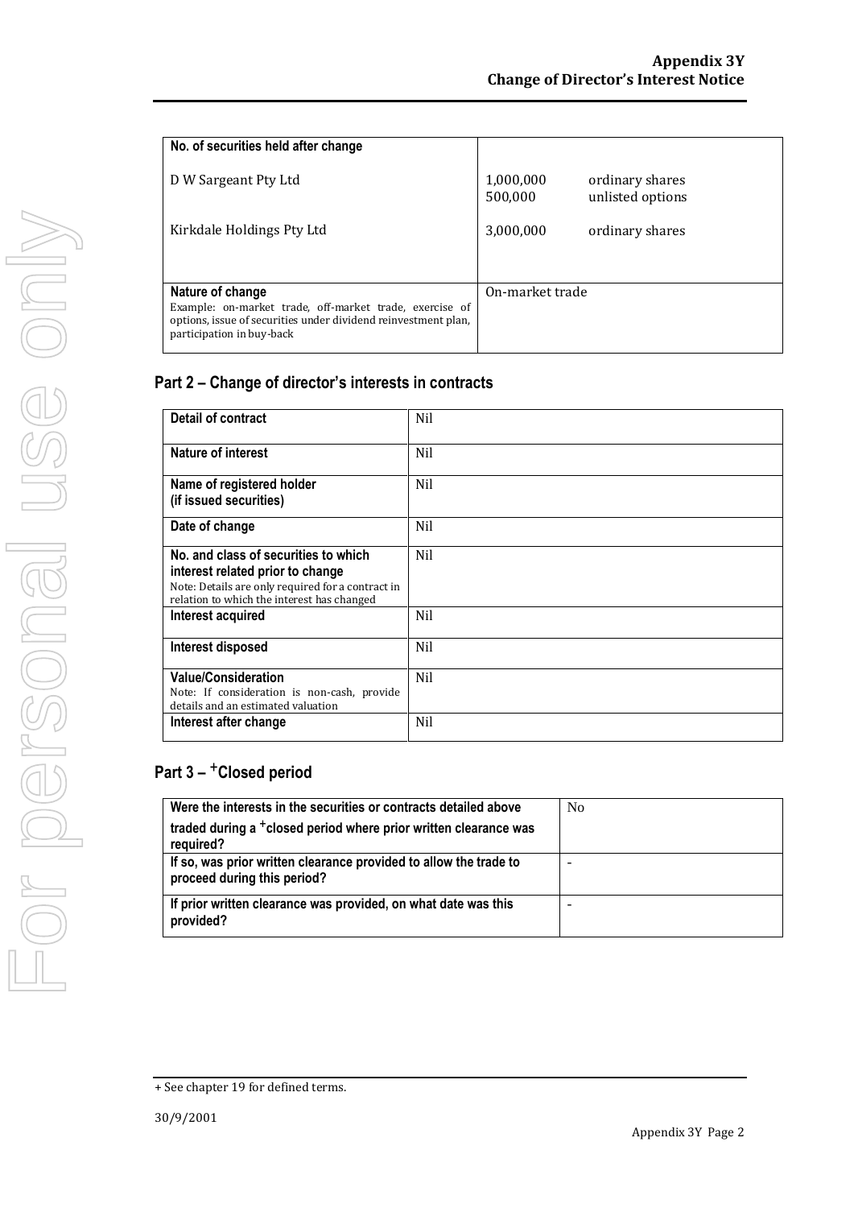| | |
|---|---|
| **No. of securities held after change**<br><br>D W Sargeant Pty Ltd<br><br>Kirkdale Holdings Pty Ltd | <br><br>1,000,000 ordinary shares<br>500,000 unlisted options<br><br>3,000,000 ordinary shares |
| **Nature of change**<br>Example: on-market trade, off-market trade, exercise of options, issue of securities under dividend reinvestment plan, participation in buy-back | On-market trade |

## Part 2 – Change of director's interests in contracts

| | |
|---|---|
| **Detail of contract** | Nil |
| **Nature of interest** | Nil |
| **Name of registered holder (if issued securities)** | Nil |
| **Date of change** | Nil |
| **No. and class of securities to which interest related prior to change**<br>Note: Details are only required for a contract in relation to which the interest has changed | Nil |
| **Interest acquired** | Nil |
| **Interest disposed** | Nil |
| **Value/Consideration**<br>Note: If consideration is non-cash, provide details and an estimated valuation | Nil |
| **Interest after change** | Nil |

## Part 3 – +Closed period

| | |
|---|---|
| **Were the interests in the securities or contracts detailed above traded during a +closed period where prior written clearance was required?** | No |
| **If so, was prior written clearance provided to allow the trade to proceed during this period?** | - |
| **If prior written clearance was provided, on what date was this provided?** | - |

+ See chapter 19 for defined terms.